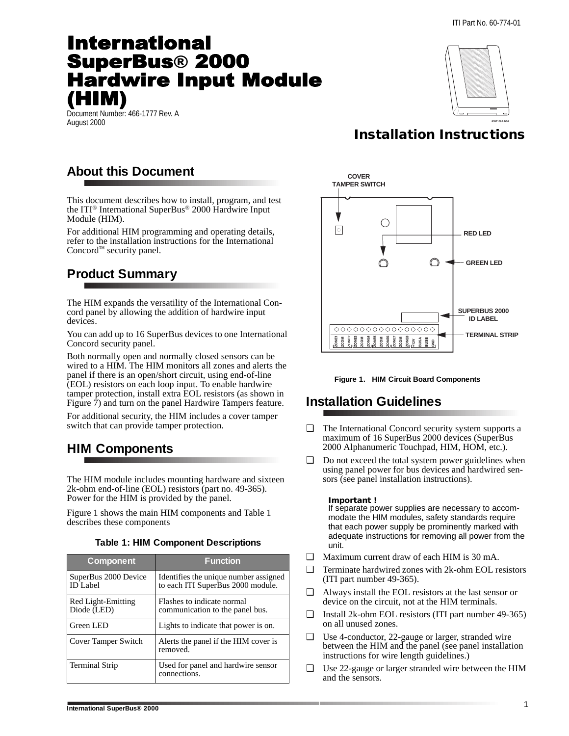ITI Part No. 60-774-01

# International SuperBus® 2000 Hardwire Input Module (HIM)

Document Number: 466-1777 Rev. A
August 2000

## Installation Instructions

## About this Document

This document describes how to install, program, and test the ITI® International SuperBus® 2000 Hardwire Input Module (HIM).

For additional HIM programming and operating details, refer to the installation instructions for the International Concord™ security panel.

## Product Summary

The HIM expands the versatility of the International Concord panel by allowing the addition of hardwire input devices.

You can add up to 16 SuperBus devices to one International Concord security panel.

Both normally open and normally closed sensors can be wired to a HIM. The HIM monitors all zones and alerts the panel if there is an open/short circuit, using end-of-line (EOL) resistors on each loop input. To enable hardwire tamper protection, install extra EOL resistors (as shown in Figure 7) and turn on the panel Hardwire Tampers feature.

For additional security, the HIM includes a cover tamper switch that can provide tamper protection.

## HIM Components

The HIM module includes mounting hardware and sixteen 2k-ohm end-of-line (EOL) resistors (part no. 49-365). Power for the HIM is provided by the panel.

Figure 1 shows the main HIM components and Table 1 describes these components

**Table 1: HIM Component Descriptions**

| Component | Function |
|---|---|
| SuperBus 2000 Device ID Label | Identifies the unique number assigned to each ITI SuperBus 2000 module. |
| Red Light-Emitting Diode (LED) | Flashes to indicate normal communication to the panel bus. |
| Green LED | Lights to indicate that power is on. |
| Cover Tamper Switch | Alerts the panel if the HIM cover is removed. |
| Terminal Strip | Used for panel and hardwire sensor connections. |

COVER TAMPER SWITCH
RED LED
GREEN LED
SUPERBUS 2000 ID LABEL
TERMINAL STRIP
ZONE1 ZCOM ZONE2 ZONE3 ZCOM ZONE4 ZONE5 ZCOM ZONE6 ZONE7 ZCOM ZONE8 +12V BUSA BUSB GND

**Figure 1. HIM Circuit Board Components**

## Installation Guidelines

- ❑ The International Concord security system supports a maximum of 16 SuperBus 2000 devices (SuperBus 2000 Alphanumeric Touchpad, HIM, HOM, etc.).
- ❑ Do not exceed the total system power guidelines when using panel power for bus devices and hardwired sensors (see panel installation instructions).

  **Important !**
  If separate power supplies are necessary to accommodate the HIM modules, safety standards require that each power supply be prominently marked with adequate instructions for removing all power from the unit.

- ❑ Maximum current draw of each HIM is 30 mA.
- ❑ Terminate hardwired zones with 2k-ohm EOL resistors (ITI part number 49-365).
- ❑ Always install the EOL resistors at the last sensor or device on the circuit, not at the HIM terminals.
- ❑ Install 2k-ohm EOL resistors (ITI part number 49-365) on all unused zones.
- ❑ Use 4-conductor, 22-gauge or larger, stranded wire between the HIM and the panel (see panel installation instructions for wire length guidelines.)
- ❑ Use 22-gauge or larger stranded wire between the HIM and the sensors.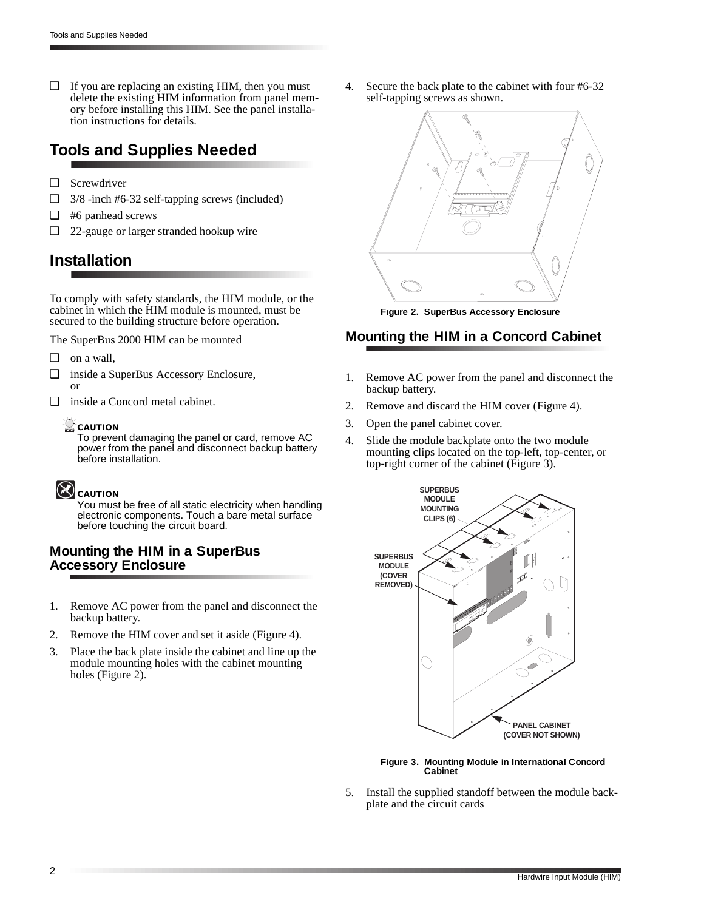- ☐ If you are replacing an existing HIM, then you must delete the existing HIM information from panel memory before installing this HIM. See the panel installation instructions for details.

## Tools and Supplies Needed

- ☐ Screwdriver
- ☐ 3/8 -inch #6-32 self-tapping screws (included)
- ☐ #6 panhead screws
- ☐ 22-gauge or larger stranded hookup wire

## Installation

To comply with safety standards, the HIM module, or the cabinet in which the HIM module is mounted, must be secured to the building structure before operation.

The SuperBus 2000 HIM can be mounted

- ☐ on a wall,
- ☐ inside a SuperBus Accessory Enclosure, or
- ☐ inside a Concord metal cabinet.

**CAUTION**
To prevent damaging the panel or card, remove AC power from the panel and disconnect backup battery before installation.

**CAUTION**
You must be free of all static electricity when handling electronic components. Touch a bare metal surface before touching the circuit board.

### Mounting the HIM in a SuperBus Accessory Enclosure

1. Remove AC power from the panel and disconnect the backup battery.
2. Remove the HIM cover and set it aside (Figure 4).
3. Place the back plate inside the cabinet and line up the module mounting holes with the cabinet mounting holes (Figure 2).
4. Secure the back plate to the cabinet with four #6-32 self-tapping screws as shown.

Figure 2. SuperBus Accessory Enclosure

### Mounting the HIM in a Concord Cabinet

1. Remove AC power from the panel and disconnect the backup battery.
2. Remove and discard the HIM cover (Figure 4).
3. Open the panel cabinet cover.
4. Slide the module backplate onto the two module mounting clips located on the top-left, top-center, or top-right corner of the cabinet (Figure 3).

SUPERBUS MODULE MOUNTING CLIPS (6)

SUPERBUS MODULE (COVER REMOVED)

PANEL CABINET (COVER NOT SHOWN)

Figure 3. Mounting Module in International Concord Cabinet

5. Install the supplied standoff between the module backplate and the circuit cards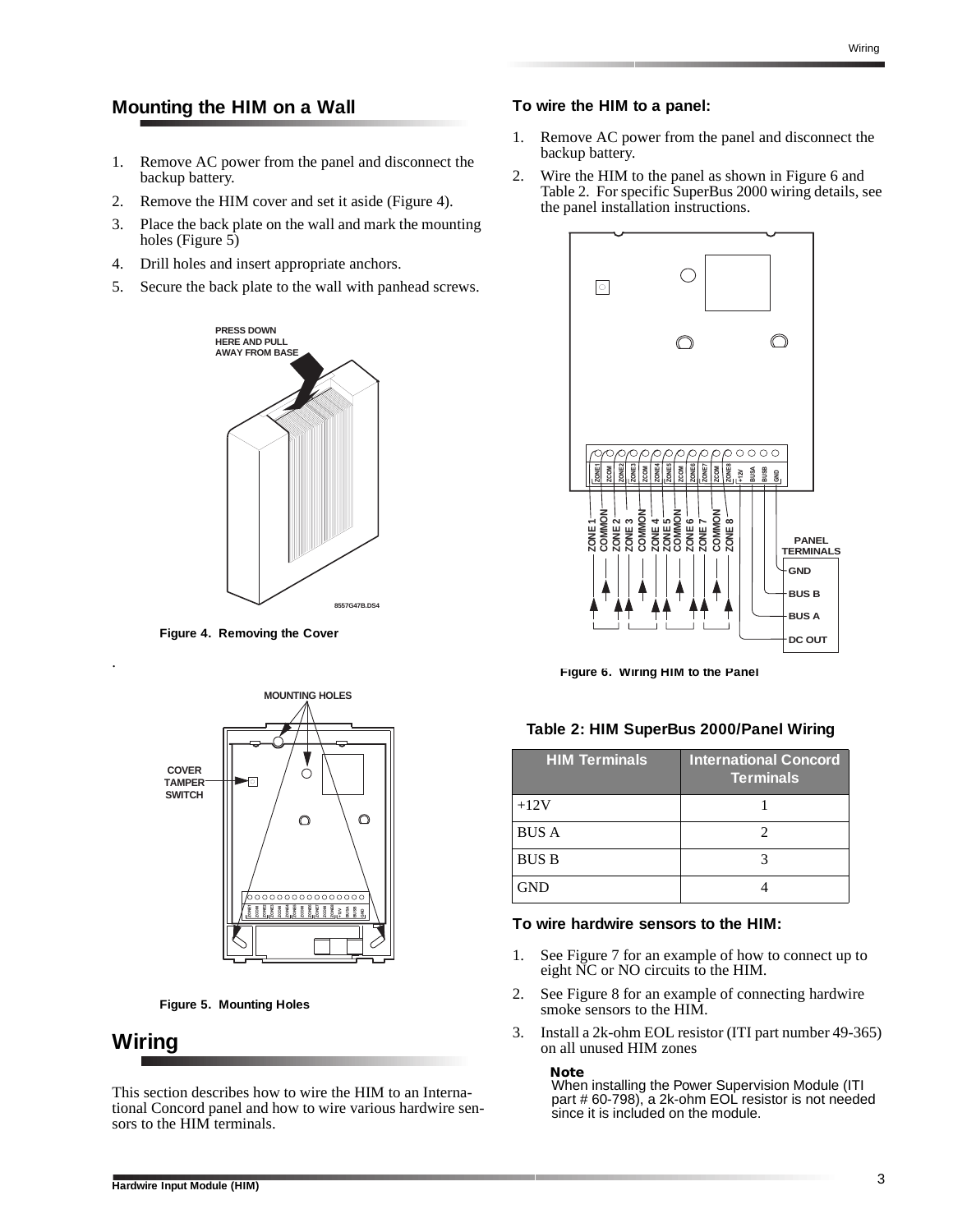## Mounting the HIM on a Wall

1. Remove AC power from the panel and disconnect the backup battery.
2. Remove the HIM cover and set it aside (Figure 4).
3. Place the back plate on the wall and mark the mounting holes (Figure 5)
4. Drill holes and insert appropriate anchors.
5. Secure the back plate to the wall with panhead screws.

Figure 4. Removing the Cover

Figure 5. Mounting Holes

## Wiring

This section describes how to wire the HIM to an International Concord panel and how to wire various hardwire sensors to the HIM terminals.

### To wire the HIM to a panel:

1. Remove AC power from the panel and disconnect the backup battery.
2. Wire the HIM to the panel as shown in Figure 6 and Table 2. For specific SuperBus 2000 wiring details, see the panel installation instructions.

Figure 6. Wiring HIM to the Panel

**Table 2: HIM SuperBus 2000/Panel Wiring**

| HIM Terminals | International Concord Terminals |
|---|---|
| +12V | 1 |
| BUS A | 2 |
| BUS B | 3 |
| GND | 4 |

### To wire hardwire sensors to the HIM:

1. See Figure 7 for an example of how to connect up to eight NC or NO circuits to the HIM.
2. See Figure 8 for an example of connecting hardwire smoke sensors to the HIM.
3. Install a 2k-ohm EOL resistor (ITI part number 49-365) on all unused HIM zones

**Note**
When installing the Power Supervision Module (ITI part # 60-798), a 2k-ohm EOL resistor is not needed since it is included on the module.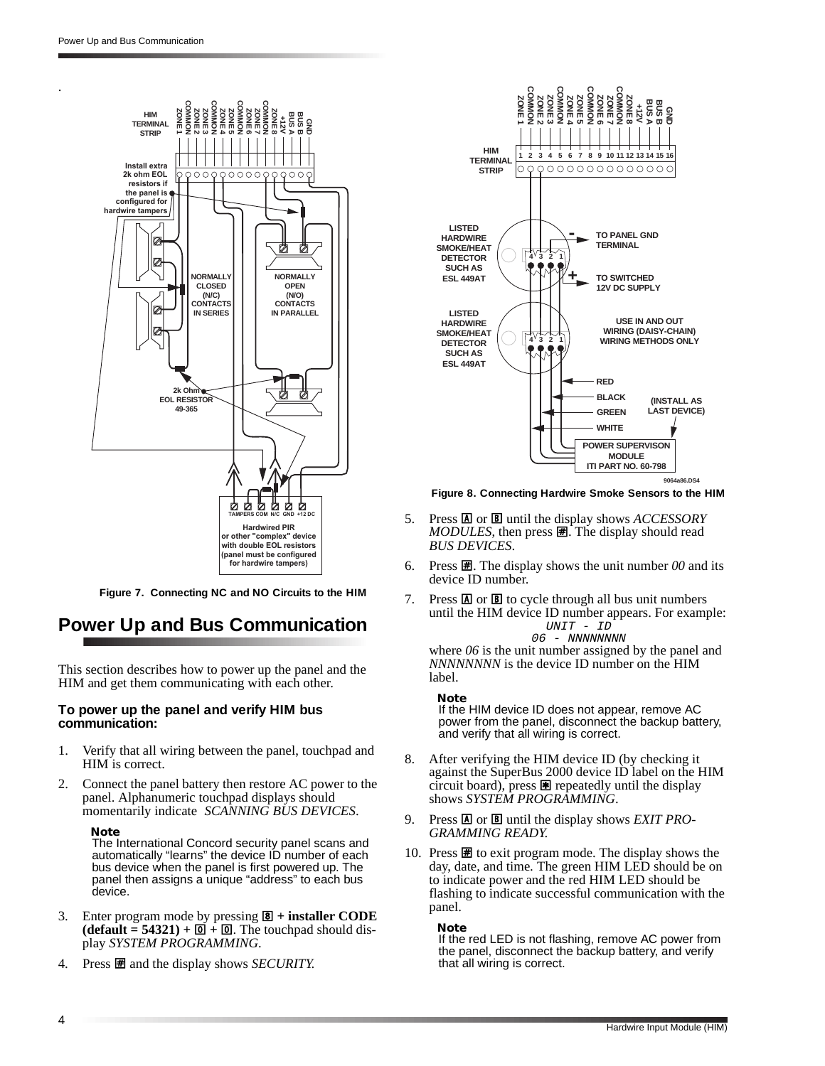Figure 7. Connecting NC and NO Circuits to the HIM

Figure 8. Connecting Hardwire Smoke Sensors to the HIM

## Power Up and Bus Communication

This section describes how to power up the panel and the HIM and get them communicating with each other.

### To power up the panel and verify HIM bus communication:

1. Verify that all wiring between the panel, touchpad and HIM is correct.
2. Connect the panel battery then restore AC power to the panel. Alphanumeric touchpad displays should momentarily indicate *SCANNING BUS DEVICES*.

   **Note**
   The International Concord security panel scans and automatically "learns" the device ID number of each bus device when the panel is first powered up. The panel then assigns a unique "address" to each bus device.

3. Enter program mode by pressing **8 + installer CODE (default = 54321) + 0 + 0**. The touchpad should display *SYSTEM PROGRAMMING*.
4. Press # and the display shows *SECURITY*.
5. Press A or B until the display shows *ACCESSORY MODULES*, then press #. The display should read *BUS DEVICES*.
6. Press #. The display shows the unit number *00* and its device ID number.
7. Press A or B to cycle through all bus unit numbers until the HIM device ID number appears. For example:

   ```
   UNIT - ID
   06 - NNNNNNNN
   ```

   where *06* is the unit number assigned by the panel and *NNNNNNNN* is the device ID number on the HIM label.

   **Note**
   If the HIM device ID does not appear, remove AC power from the panel, disconnect the backup battery, and verify that all wiring is correct.

8. After verifying the HIM device ID (by checking it against the SuperBus 2000 device ID label on the HIM circuit board), press * repeatedly until the display shows *SYSTEM PROGRAMMING*.
9. Press A or B until the display shows *EXIT PROGRAMMING READY.*
10. Press # to exit program mode. The display shows the day, date, and time. The green HIM LED should be on to indicate power and the red HIM LED should be flashing to indicate successful communication with the panel.

    **Note**
    If the red LED is not flashing, remove AC power from the panel, disconnect the backup battery, and verify that all wiring is correct.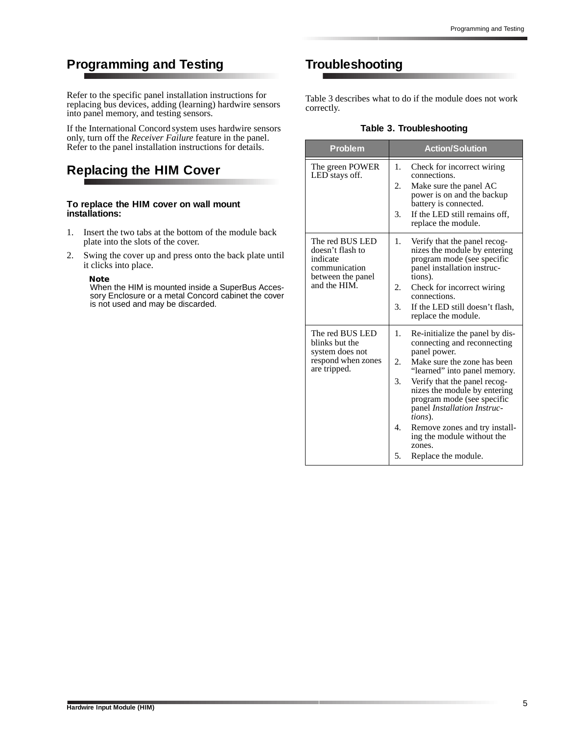## Programming and Testing

Refer to the specific panel installation instructions for replacing bus devices, adding (learning) hardwire sensors into panel memory, and testing sensors.

If the International Concord system uses hardwire sensors only, turn off the *Receiver Failure* feature in the panel. Refer to the panel installation instructions for details.

## Replacing the HIM Cover

**To replace the HIM cover on wall mount installations:**

1. Insert the two tabs at the bottom of the module back plate into the slots of the cover.
2. Swing the cover up and press onto the back plate until it clicks into place.

   **Note**
   When the HIM is mounted inside a SuperBus Accessory Enclosure or a metal Concord cabinet the cover is not used and may be discarded.

## Troubleshooting

Table 3 describes what to do if the module does not work correctly.

**Table 3. Troubleshooting**

| Problem | Action/Solution |
|---|---|
| The green POWER LED stays off. | 1. Check for incorrect wiring connections.<br>2. Make sure the panel AC power is on and the backup battery is connected.<br>3. If the LED still remains off, replace the module. |
| The red BUS LED doesn't flash to indicate communication between the panel and the HIM. | 1. Verify that the panel recognizes the module by entering program mode (see specific panel installation instructions).<br>2. Check for incorrect wiring connections.<br>3. If the LED still doesn't flash, replace the module. |
| The red BUS LED blinks but the system does not respond when zones are tripped. | 1. Re-initialize the panel by disconnecting and reconnecting panel power.<br>2. Make sure the zone has been "learned" into panel memory.<br>3. Verify that the panel recognizes the module by entering program mode (see specific panel *Installation Instructions*).<br>4. Remove zones and try installing the module without the zones.<br>5. Replace the module. |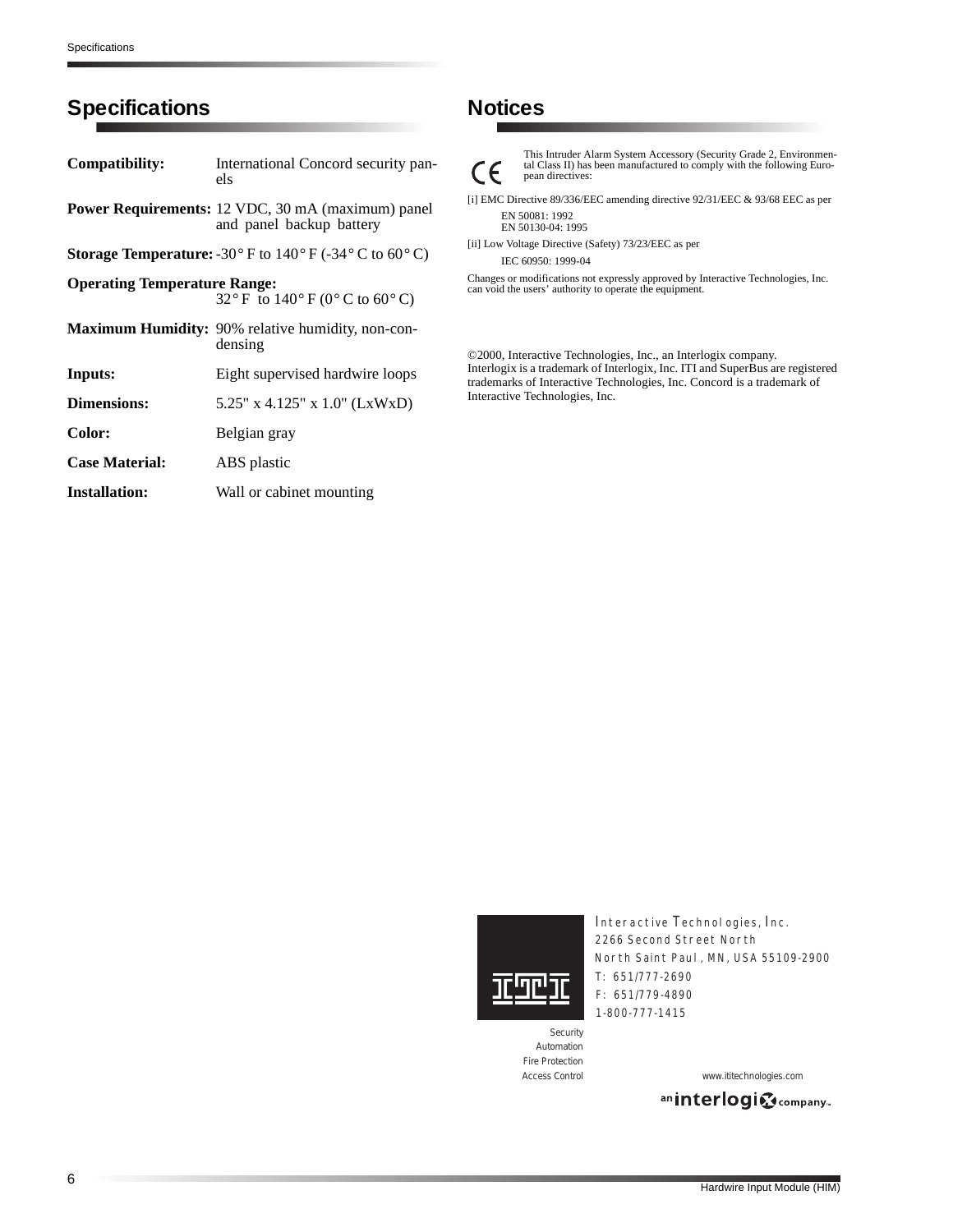## Specifications

**Compatibility:** International Concord security panels

**Power Requirements:** 12 VDC, 30 mA (maximum) panel and panel backup battery

**Storage Temperature:** -30° F to 140° F (-34° C to 60° C)

**Operating Temperature Range:** 32° F to 140° F (0° C to 60° C)

**Maximum Humidity:** 90% relative humidity, non-condensing

**Inputs:** Eight supervised hardwire loops

**Dimensions:** 5.25" x 4.125" x 1.0" (LxWxD)

**Color:** Belgian gray

**Case Material:** ABS plastic

**Installation:** Wall or cabinet mounting

## Notices

CE This Intruder Alarm System Accessory (Security Grade 2, Environmental Class II) has been manufactured to comply with the following European directives:

[i] EMC Directive 89/336/EEC amending directive 92/31/EEC & 93/68 EEC as per

EN 50081: 1992
EN 50130-04: 1995

[ii] Low Voltage Directive (Safety) 73/23/EEC as per

IEC 60950: 1999-04

Changes or modifications not expressly approved by Interactive Technologies, Inc. can void the users' authority to operate the equipment.

©2000, Interactive Technologies, Inc., an Interlogix company.
Interlogix is a trademark of Interlogix, Inc. ITI and SuperBus are registered trademarks of Interactive Technologies, Inc. Concord is a trademark of Interactive Technologies, Inc.

Interactive Technologies, Inc.
2266 Second Street North
North Saint Paul, MN, USA 55109-2900
T: 651/777-2690
F: 651/779-4890
1-800-777-1415

Security
Automation
Fire Protection
Access Control

www.ititechnologies.com

an interlogix company.